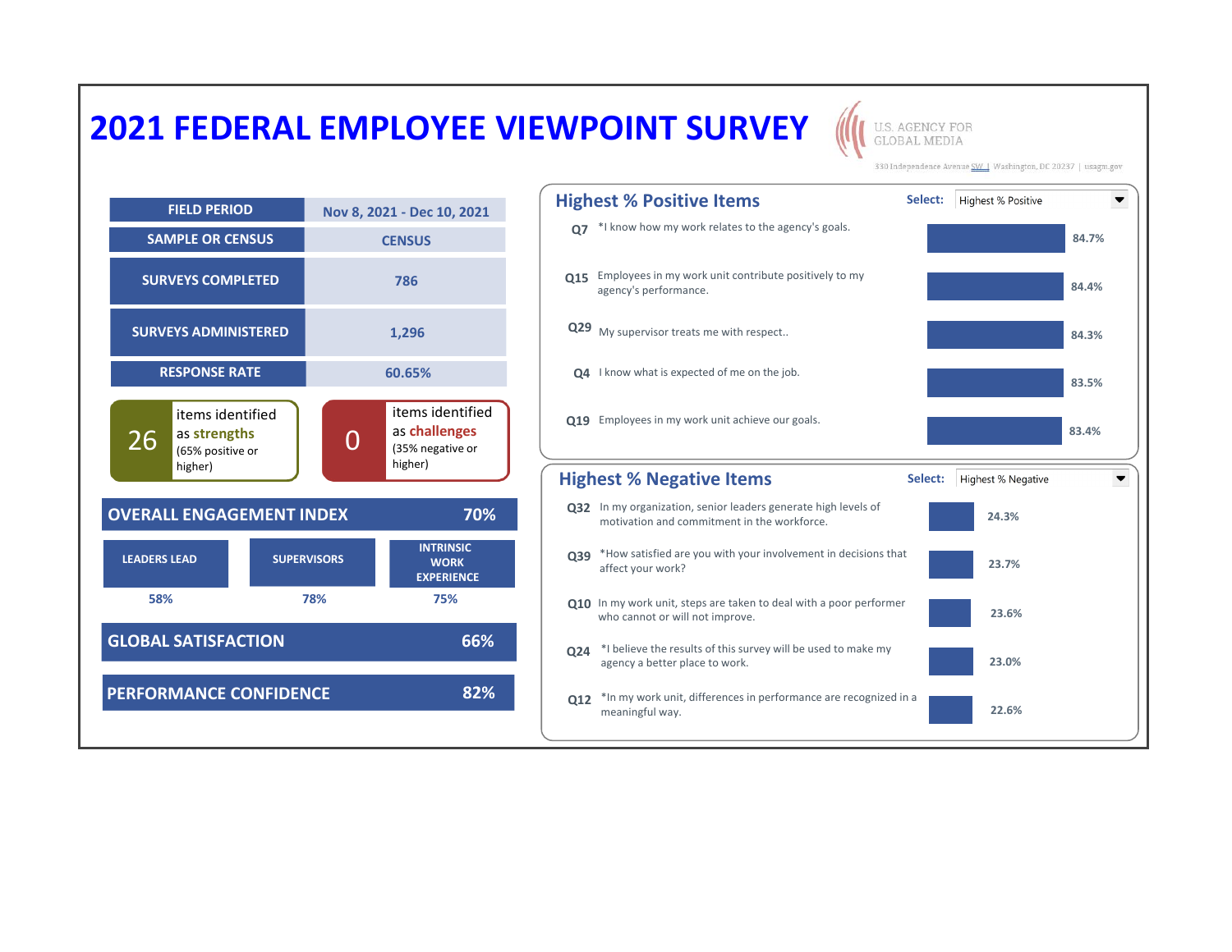# 2021 FEDERAL EMPLOYEE VIEWPOINT SURVEY

U.S. AGENCY FOR GLOBAL MEDIA

330 Independence Avenue SW | Washington, DC 20237 | usagm.gov

| | |
|---|---|
| FIELD PERIOD | Nov 8, 2021 - Dec 10, 2021 |
| SAMPLE OR CENSUS | CENSUS |
| SURVEYS COMPLETED | 786 |
| SURVEYS ADMINISTERED | 1,296 |
| RESPONSE RATE | 60.65% |

**26** items identified as **strengths** (65% positive or higher)

**0** items identified as **challenges** (35% negative or higher)

| OVERALL ENGAGEMENT INDEX | 70% |
|---|---|

| LEADERS LEAD | SUPERVISORS | INTRINSIC WORK EXPERIENCE |
|---|---|---|
| 58% | 78% | 75% |

| GLOBAL SATISFACTION | 66% |
|---|---|
| PERFORMANCE CONFIDENCE | 82% |

## Highest % Positive Items

Select: Highest % Positive

| Item | Question | % |
|---|---|---|
| Q7 | *I know how my work relates to the agency's goals. | 84.7% |
| Q15 | Employees in my work unit contribute positively to my agency's performance. | 84.4% |
| Q29 | My supervisor treats me with respect.. | 84.3% |
| Q4 | I know what is expected of me on the job. | 83.5% |
| Q19 | Employees in my work unit achieve our goals. | 83.4% |

## Highest % Negative Items

Select: Highest % Negative

| Item | Question | % |
|---|---|---|
| Q32 | In my organization, senior leaders generate high levels of motivation and commitment in the workforce. | 24.3% |
| Q39 | *How satisfied are you with your involvement in decisions that affect your work? | 23.7% |
| Q10 | In my work unit, steps are taken to deal with a poor performer who cannot or will not improve. | 23.6% |
| Q24 | *I believe the results of this survey will be used to make my agency a better place to work. | 23.0% |
| Q12 | *In my work unit, differences in performance are recognized in a meaningful way. | 22.6% |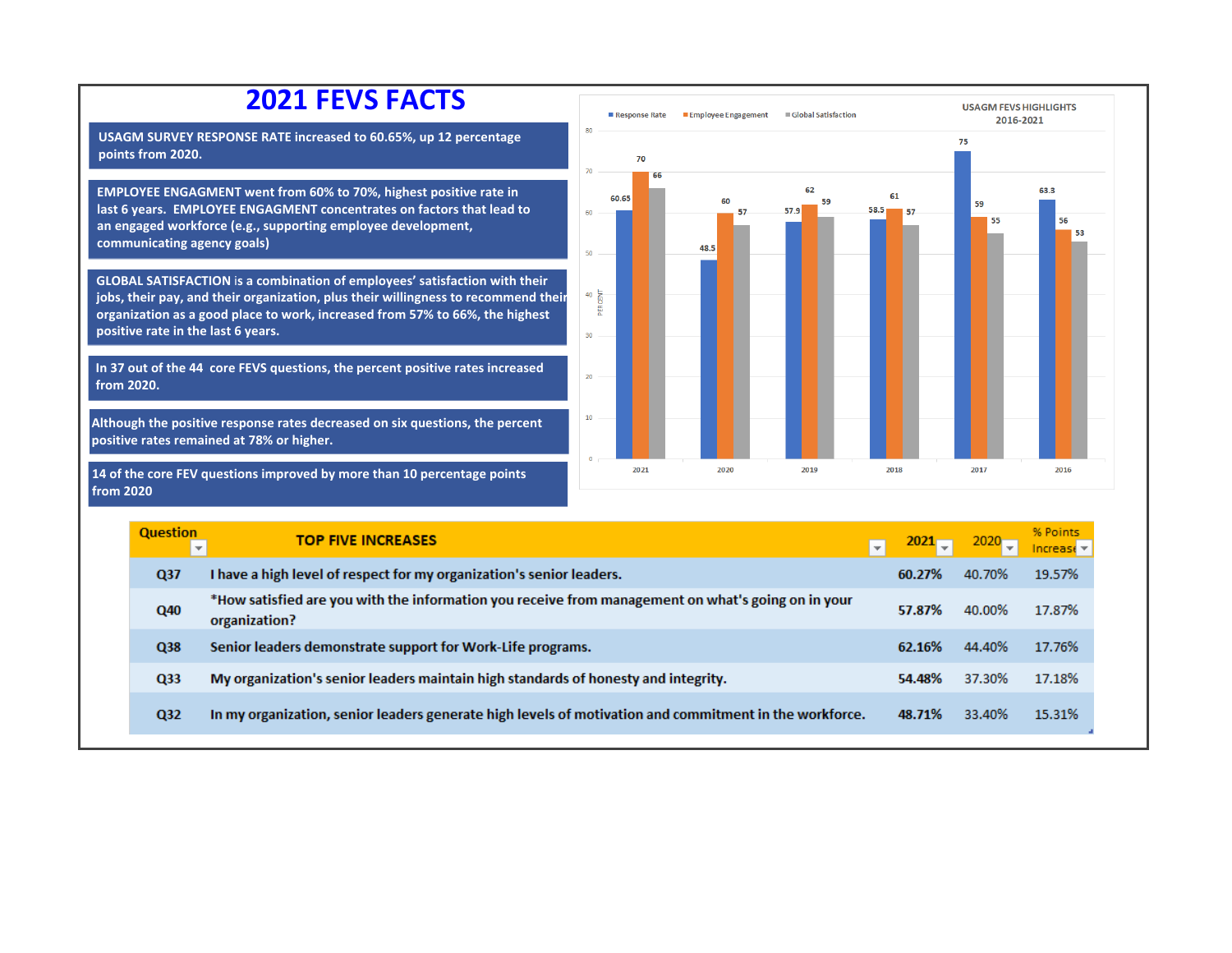# 2021 FEVS FACTS

USAGM SURVEY RESPONSE RATE increased to 60.65%, up 12 percentage points from 2020.

EMPLOYEE ENGAGMENT went from 60% to 70%, highest positive rate in last 6 years. EMPLOYEE ENGAGMENT concentrates on factors that lead to an engaged workforce (e.g., supporting employee development, communicating agency goals)

GLOBAL SATISFACTION is a combination of employees' satisfaction with their jobs, their pay, and their organization, plus their willingness to recommend their organization as a good place to work, increased from 57% to 66%, the highest positive rate in the last 6 years.

In 37 out of the 44 core FEVS questions, the percent positive rates increased from 2020.

Although the positive response rates decreased on six questions, the percent positive rates remained at 78% or higher.

14 of the core FEV questions improved by more than 10 percentage points from 2020

**USAGM FEVS HIGHLIGHTS 2016-2021**

| Year | Response Rate | Employee Engagement | Global Satisfaction |
|---|---|---|---|
| 2021 | 60.65 | 70 | 66 |
| 2020 | 48.5 | 60 | 57 |
| 2019 | 57.9 | 62 | 59 |
| 2018 | 58.5 | 61 | 57 |
| 2017 | 75 | 59 | 55 |
| 2016 | 63.3 | 56 | 53 |

| Question | TOP FIVE INCREASES | 2021 | 2020 | % Points Increase |
|---|---|---|---|---|
| Q37 | I have a high level of respect for my organization's senior leaders. | 60.27% | 40.70% | 19.57% |
| Q40 | *How satisfied are you with the information you receive from management on what's going on in your organization? | 57.87% | 40.00% | 17.87% |
| Q38 | Senior leaders demonstrate support for Work-Life programs. | 62.16% | 44.40% | 17.76% |
| Q33 | My organization's senior leaders maintain high standards of honesty and integrity. | 54.48% | 37.30% | 17.18% |
| Q32 | In my organization, senior leaders generate high levels of motivation and commitment in the workforce. | 48.71% | 33.40% | 15.31% |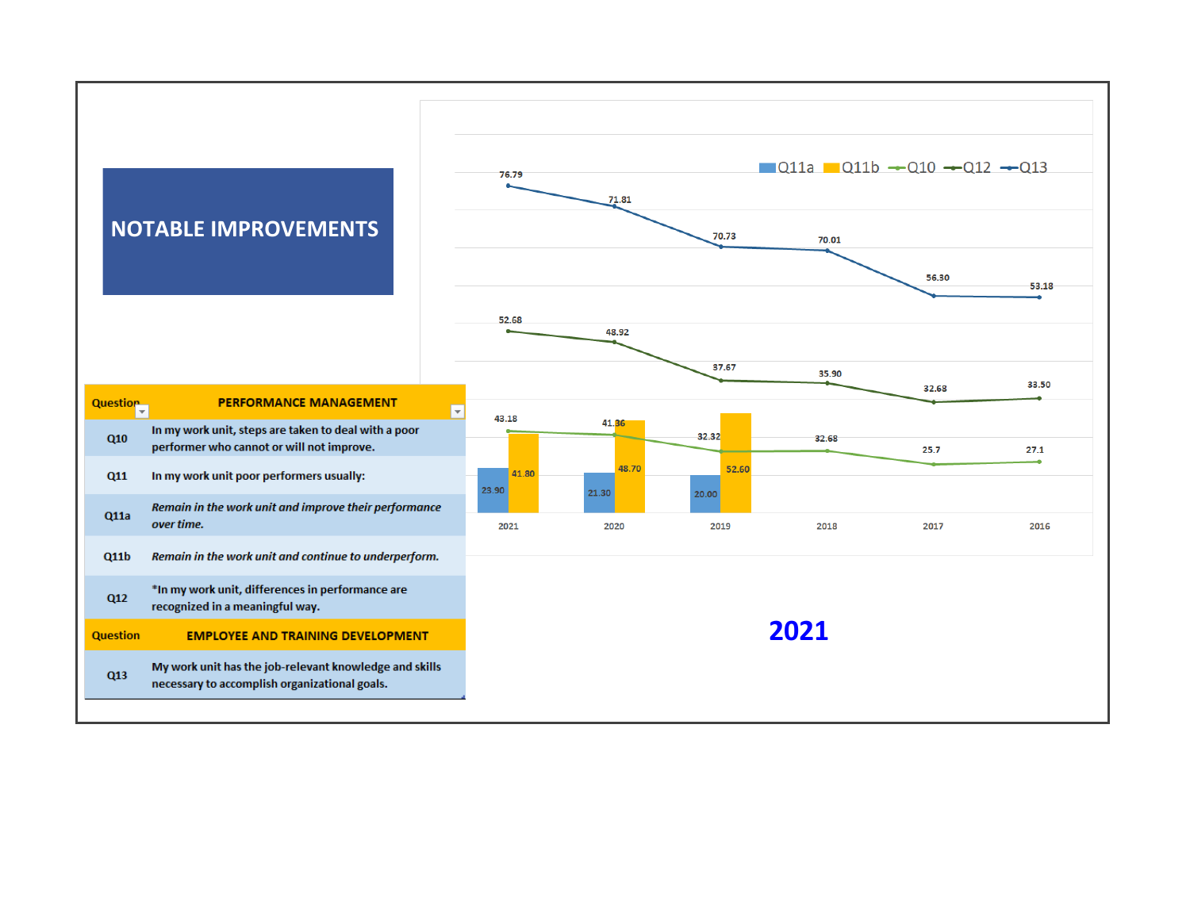# NOTABLE IMPROVEMENTS

| Question | PERFORMANCE MANAGEMENT |
|---|---|
| Q10 | In my work unit, steps are taken to deal with a poor performer who cannot or will not improve. |
| Q11 | In my work unit poor performers usually: |
| Q11a | *Remain in the work unit and improve their performance over time.* |
| Q11b | *Remain in the work unit and continue to underperform.* |
| Q12 | *In my work unit, differences in performance are recognized in a meaningful way. |
| **Question** | **EMPLOYEE AND TRAINING DEVELOPMENT** |
| Q13 | My work unit has the job-relevant knowledge and skills necessary to accomplish organizational goals. |

Q11a Q11b Q10 Q12 Q13

76.79
71.81
70.73
70.01
56.30
53.18

52.68
48.92
37.67
35.90
32.68
33.50

43.18
41.36
32.32
32.68
25.7
27.1

23.90
41.80
21.30
48.70
20.00
52.60

2021
2020
2019
2018
2017
2016

**2021**